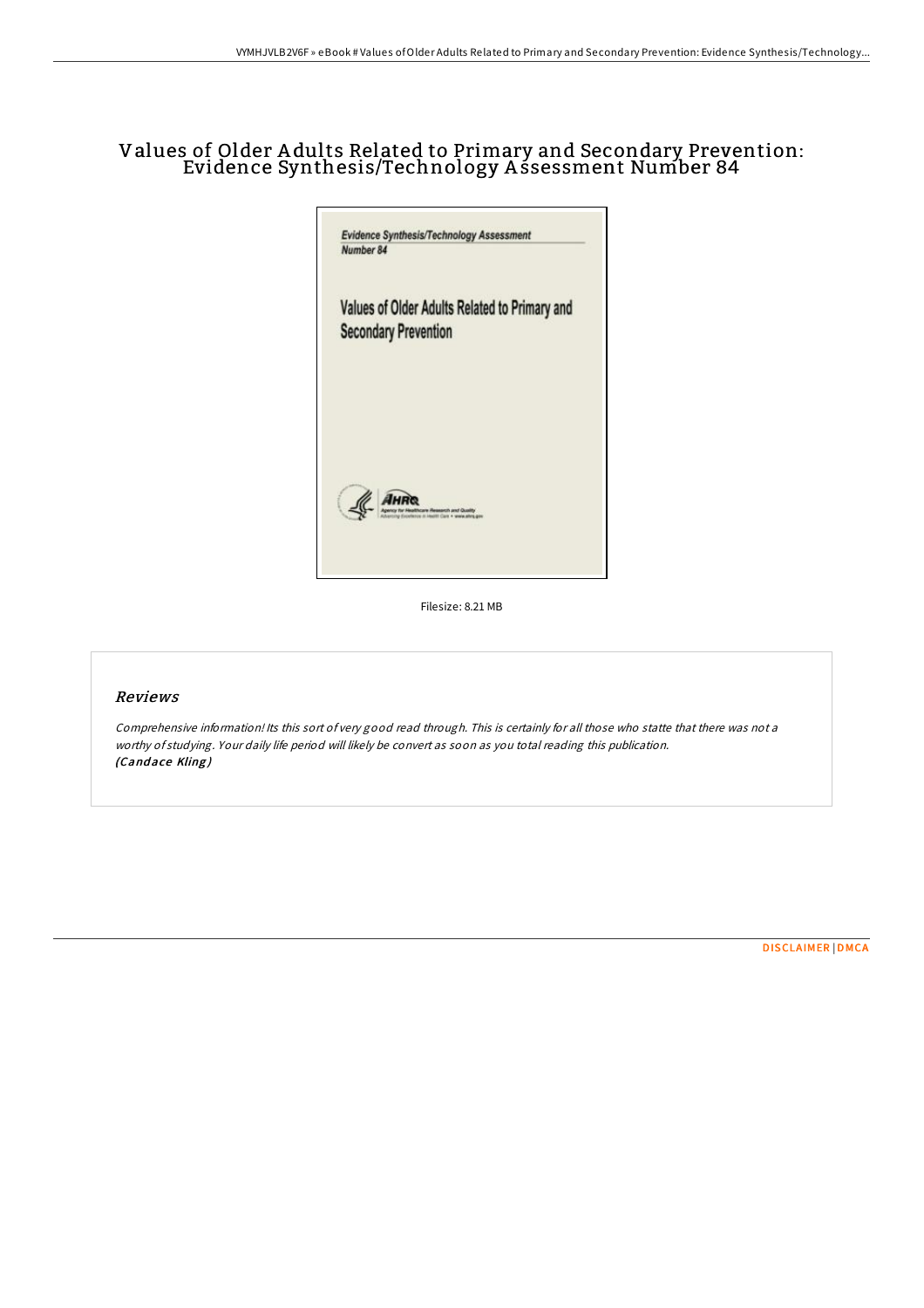# Values of Older Adults Related to Primary and Secondary Prevention: Evidence Synthesis/Technology Assessment Number 84

Evidence Synthesis/Technology Assessment
Number 84

Values of Older Adults Related to Primary and Secondary Prevention

AHRQ
Agency for Healthcare Research and Quality
Advancing Excellence in Health Care • www.ahrq.gov

Filesize: 8.21 MB

## Reviews

*Comprehensive information! Its this sort of very good read through. This is certainly for all those who statte that there was not a worthy of studying. Your daily life period will likely be convert as soon as you total reading this publication.*
***(Candace Kling)***

DISCLAIMER | DMCA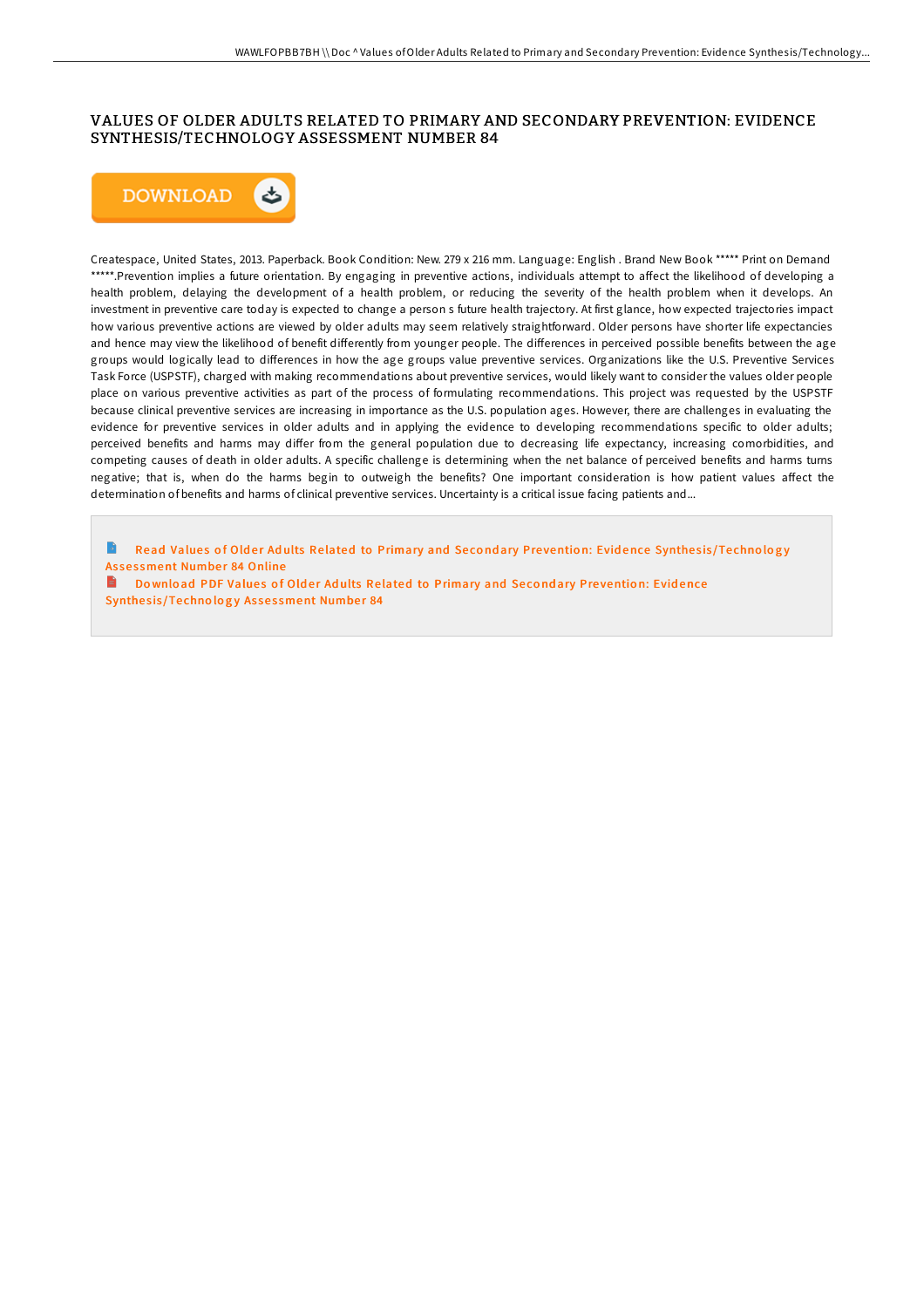# VALUES OF OLDER ADULTS RELATED TO PRIMARY AND SECONDARY PREVENTION: EVIDENCE SYNTHESIS/TECHNOLOGY ASSESSMENT NUMBER 84

DOWNLOAD

Createspace, United States, 2013. Paperback. Book Condition: New. 279 x 216 mm. Language: English . Brand New Book ***** Print on Demand *****.Prevention implies a future orientation. By engaging in preventive actions, individuals attempt to affect the likelihood of developing a health problem, delaying the development of a health problem, or reducing the severity of the health problem when it develops. An investment in preventive care today is expected to change a person s future health trajectory. At first glance, how expected trajectories impact how various preventive actions are viewed by older adults may seem relatively straightforward. Older persons have shorter life expectancies and hence may view the likelihood of benefit differently from younger people. The differences in perceived possible benefits between the age groups would logically lead to differences in how the age groups value preventive services. Organizations like the U.S. Preventive Services Task Force (USPSTF), charged with making recommendations about preventive services, would likely want to consider the values older people place on various preventive activities as part of the process of formulating recommendations. This project was requested by the USPSTF because clinical preventive services are increasing in importance as the U.S. population ages. However, there are challenges in evaluating the evidence for preventive services in older adults and in applying the evidence to developing recommendations specific to older adults; perceived benefits and harms may differ from the general population due to decreasing life expectancy, increasing comorbidities, and competing causes of death in older adults. A specific challenge is determining when the net balance of perceived benefits and harms turns negative; that is, when do the harms begin to outweigh the benefits? One important consideration is how patient values affect the determination of benefits and harms of clinical preventive services. Uncertainty is a critical issue facing patients and...

Read Values of Older Adults Related to Primary and Secondary Prevention: Evidence Synthesis/Technology Assessment Number 84 Online

Download PDF Values of Older Adults Related to Primary and Secondary Prevention: Evidence Synthesis/Technology Assessment Number 84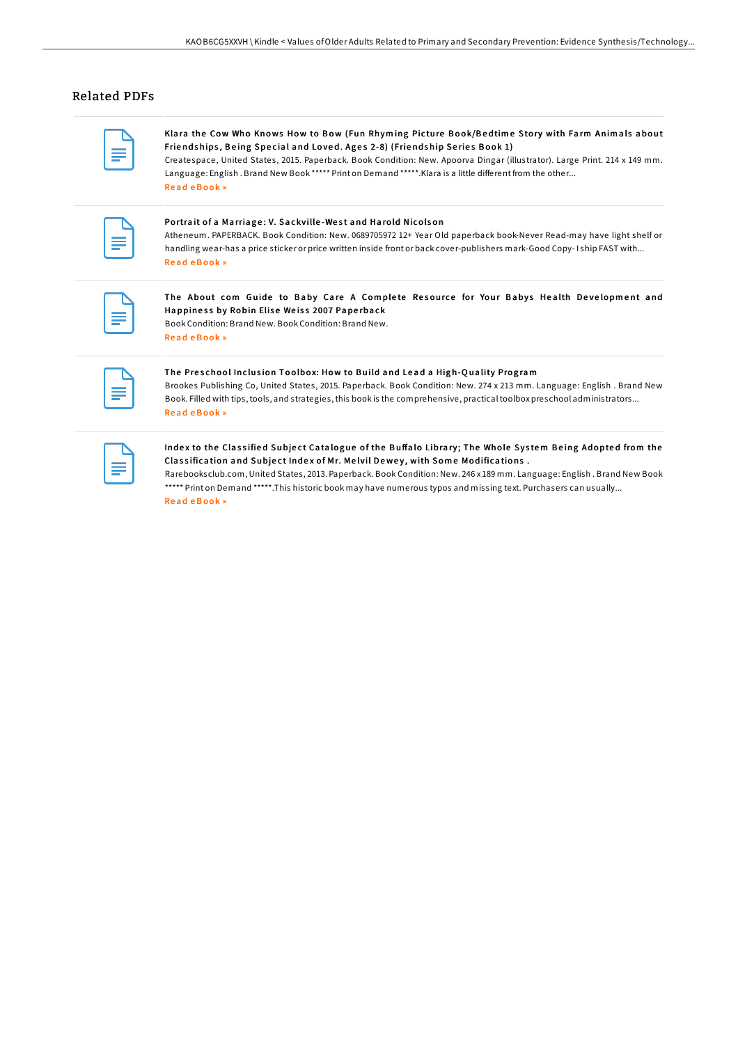## Related PDFs

**Klara the Cow Who Knows How to Bow (Fun Rhyming Picture Book/Bedtime Story with Farm Animals about Friendships, Being Special and Loved. Ages 2-8) (Friendship Series Book 1)**

Createspace, United States, 2015. Paperback. Book Condition: New. Apoorva Dingar (illustrator). Large Print. 214 x 149 mm. Language: English . Brand New Book ***** Print on Demand *****.Klara is a little different from the other...

Read eBook »

**Portrait of a Marriage: V. Sackville-West and Harold Nicolson**

Atheneum. PAPERBACK. Book Condition: New. 0689705972 12+ Year Old paperback book-Never Read-may have light shelf or handling wear-has a price sticker or price written inside front or back cover-publishers mark-Good Copy- I ship FAST with...

Read eBook »

**The About com Guide to Baby Care A Complete Resource for Your Babys Health Development and Happiness by Robin Elise Weiss 2007 Paperback**

Book Condition: Brand New. Book Condition: Brand New.

Read eBook »

**The Preschool Inclusion Toolbox: How to Build and Lead a High-Quality Program**

Brookes Publishing Co, United States, 2015. Paperback. Book Condition: New. 274 x 213 mm. Language: English . Brand New Book. Filled with tips, tools, and strategies, this book is the comprehensive, practical toolbox preschool administrators...

Read eBook »

**Index to the Classified Subject Catalogue of the Buffalo Library; The Whole System Being Adopted from the Classification and Subject Index of Mr. Melvil Dewey, with Some Modifications .**

Rarebooksclub.com, United States, 2013. Paperback. Book Condition: New. 246 x 189 mm. Language: English . Brand New Book ***** Print on Demand *****.This historic book may have numerous typos and missing text. Purchasers can usually...

Read eBook »